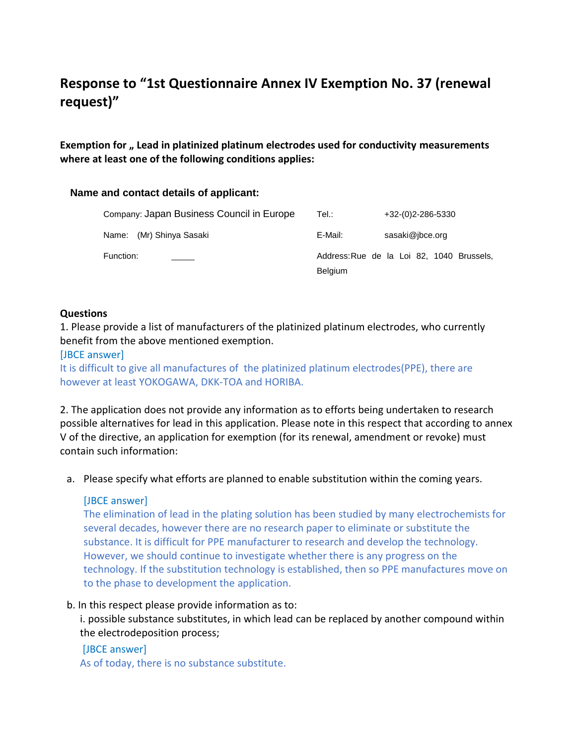# Response to "1st Questionnaire Annex IV Exemption No. 37 (renewal request)"

**Exemption for „ Lead in platinized platinum electrodes used for conductivity measurements where at least one of the following conditions applies:**

### Name and contact details of applicant:

| | | | |
|---|---|---|---|
| Company: | Japan Business Council in Europe | Tel.: | +32-(0)2-286-5330 |
| Name: | (Mr) Shinya Sasaki | E-Mail: | sasaki@jbce.org |
| Function: | _____ | Address: | Rue de la Loi 82, 1040 Brussels, Belgium |

**Questions**

1. Please provide a list of manufacturers of the platinized platinum electrodes, who currently benefit from the above mentioned exemption.

[JBCE answer]
It is difficult to give all manufactures of the platinized platinum electrodes(PPE), there are however at least YOKOGAWA, DKK-TOA and HORIBA.

2. The application does not provide any information as to efforts being undertaken to research possible alternatives for lead in this application. Please note in this respect that according to annex V of the directive, an application for exemption (for its renewal, amendment or revoke) must contain such information:

   a. Please specify what efforts are planned to enable substitution within the coming years.

   [JBCE answer]
   The elimination of lead in the plating solution has been studied by many electrochemists for several decades, however there are no research paper to eliminate or substitute the substance. It is difficult for PPE manufacturer to research and develop the technology. However, we should continue to investigate whether there is any progress on the technology. If the substitution technology is established, then so PPE manufactures move on to the phase to development the application.

   b. In this respect please provide information as to:

      i. possible substance substitutes, in which lead can be replaced by another compound within the electrodeposition process;

      [JBCE answer]
      As of today, there is no substance substitute.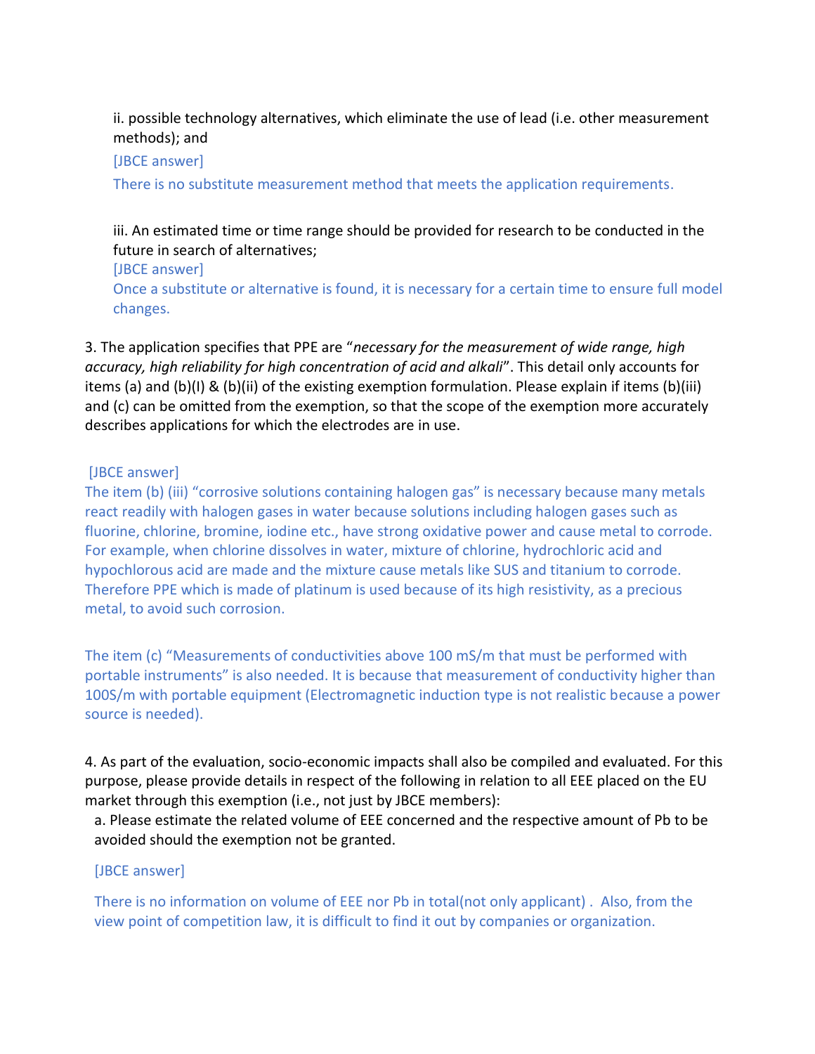ii. possible technology alternatives, which eliminate the use of lead (i.e. other measurement methods); and

[JBCE answer]

There is no substitute measurement method that meets the application requirements.

iii. An estimated time or time range should be provided for research to be conducted in the future in search of alternatives;

[JBCE answer]

Once a substitute or alternative is found, it is necessary for a certain time to ensure full model changes.

3. The application specifies that PPE are "*necessary for the measurement of wide range, high accuracy, high reliability for high concentration of acid and alkali*". This detail only accounts for items (a) and (b)(I) & (b)(ii) of the existing exemption formulation. Please explain if items (b)(iii) and (c) can be omitted from the exemption, so that the scope of the exemption more accurately describes applications for which the electrodes are in use.

[JBCE answer]

The item (b) (iii) "corrosive solutions containing halogen gas" is necessary because many metals react readily with halogen gases in water because solutions including halogen gases such as fluorine, chlorine, bromine, iodine etc., have strong oxidative power and cause metal to corrode. For example, when chlorine dissolves in water, mixture of chlorine, hydrochloric acid and hypochlorous acid are made and the mixture cause metals like SUS and titanium to corrode. Therefore PPE which is made of platinum is used because of its high resistivity, as a precious metal, to avoid such corrosion.

The item (c) "Measurements of conductivities above 100 mS/m that must be performed with portable instruments" is also needed. It is because that measurement of conductivity higher than 100S/m with portable equipment (Electromagnetic induction type is not realistic because a power source is needed).

4. As part of the evaluation, socio-economic impacts shall also be compiled and evaluated. For this purpose, please provide details in respect of the following in relation to all EEE placed on the EU market through this exemption (i.e., not just by JBCE members):

a. Please estimate the related volume of EEE concerned and the respective amount of Pb to be avoided should the exemption not be granted.

[JBCE answer]

There is no information on volume of EEE nor Pb in total(not only applicant) . Also, from the view point of competition law, it is difficult to find it out by companies or organization.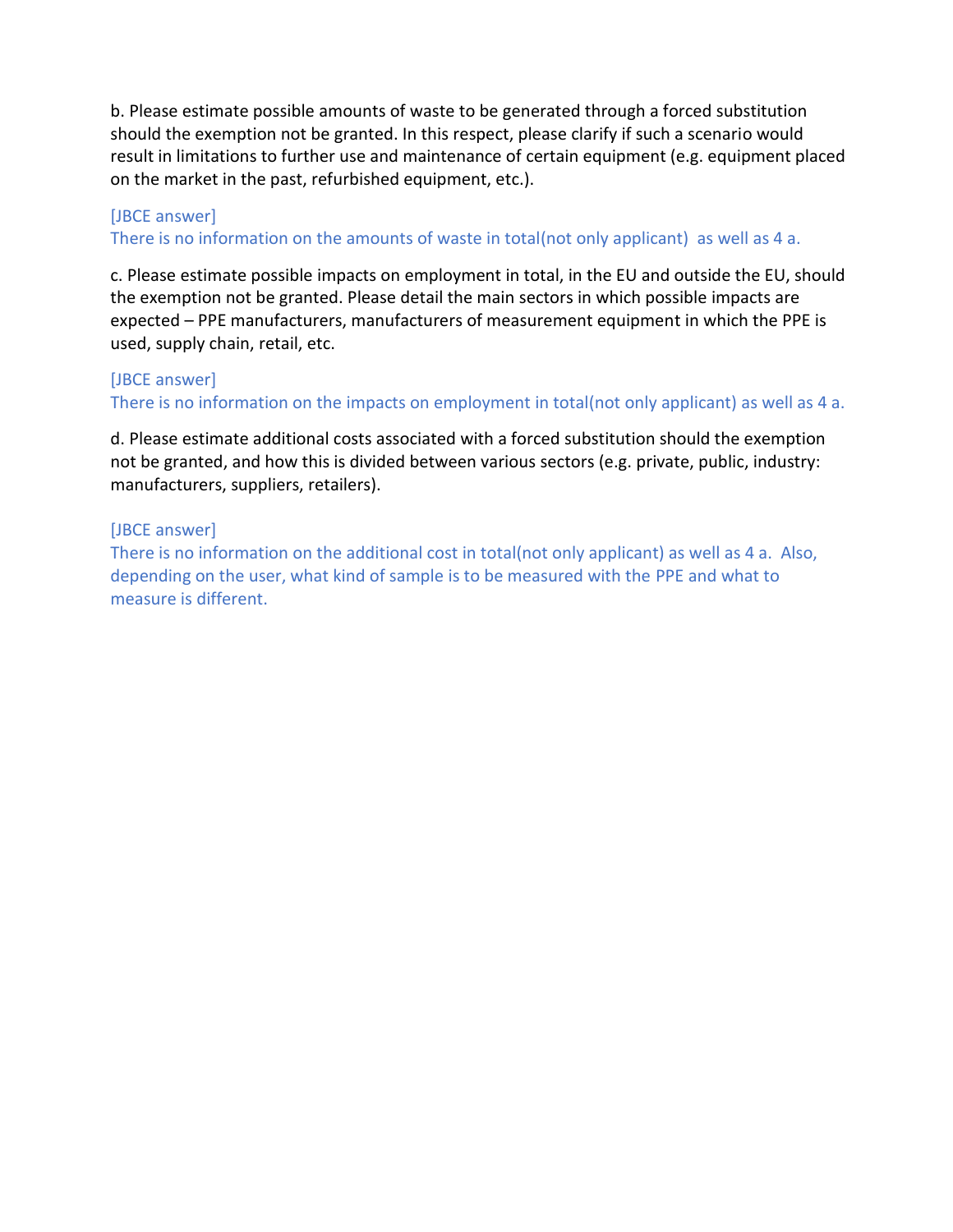b. Please estimate possible amounts of waste to be generated through a forced substitution should the exemption not be granted. In this respect, please clarify if such a scenario would result in limitations to further use and maintenance of certain equipment (e.g. equipment placed on the market in the past, refurbished equipment, etc.).

[JBCE answer]
There is no information on the amounts of waste in total(not only applicant)  as well as 4 a.

c. Please estimate possible impacts on employment in total, in the EU and outside the EU, should the exemption not be granted. Please detail the main sectors in which possible impacts are expected – PPE manufacturers, manufacturers of measurement equipment in which the PPE is used, supply chain, retail, etc.

[JBCE answer]
There is no information on the impacts on employment in total(not only applicant) as well as 4 a.

d. Please estimate additional costs associated with a forced substitution should the exemption not be granted, and how this is divided between various sectors (e.g. private, public, industry: manufacturers, suppliers, retailers).

[JBCE answer]
There is no information on the additional cost in total(not only applicant) as well as 4 a.  Also, depending on the user, what kind of sample is to be measured with the PPE and what to measure is different.